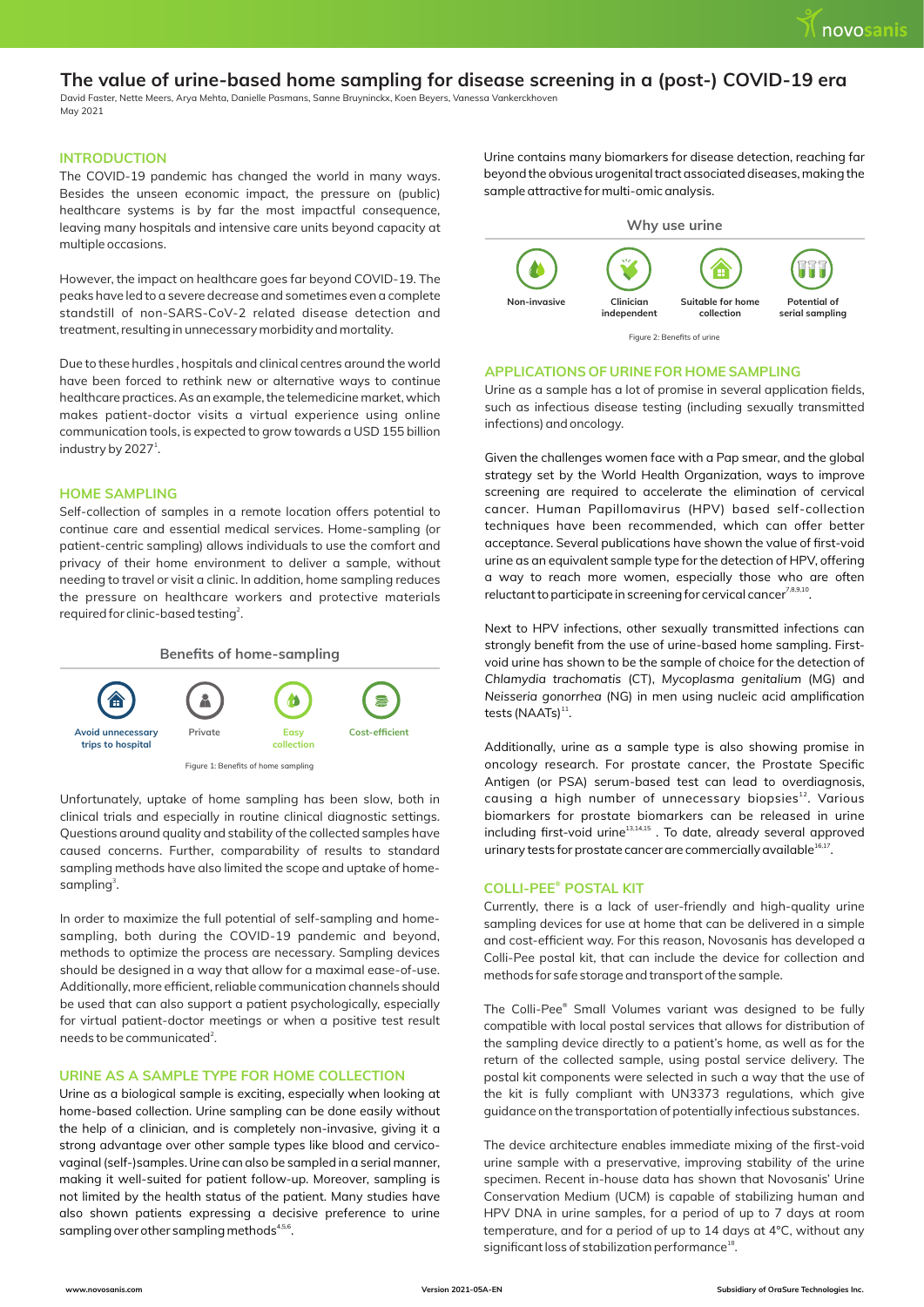# The value of urine-based home sampling for disease screening in a (post-) COVID-19 era

David Faster, Nette Meers, Arya Mehta, Danielle Pasmans, Sanne Bruyninckx, Koen Beyers, Vanessa Vankerckhoven
May 2021

## INTRODUCTION

The COVID-19 pandemic has changed the world in many ways. Besides the unseen economic impact, the pressure on (public) healthcare systems is by far the most impactful consequence, leaving many hospitals and intensive care units beyond capacity at multiple occasions.

However, the impact on healthcare goes far beyond COVID-19. The peaks have led to a severe decrease and sometimes even a complete standstill of non-SARS-CoV-2 related disease detection and treatment, resulting in unnecessary morbidity and mortality.

Due to these hurdles , hospitals and clinical centres around the world have been forced to rethink new or alternative ways to continue healthcare practices. As an example, the telemedicine market, which makes patient-doctor visits a virtual experience using online communication tools, is expected to grow towards a USD 155 billion industry by 2027[1].

## HOME SAMPLING

Self-collection of samples in a remote location offers potential to continue care and essential medical services. Home-sampling (or patient-centric sampling) allows individuals to use the comfort and privacy of their home environment to deliver a sample, without needing to travel or visit a clinic. In addition, home sampling reduces the pressure on healthcare workers and protective materials required for clinic-based testing[2].

**Benefits of home-sampling**

Avoid unnecessary trips to hospital | Private | Easy collection | Cost-efficient

Figure 1: Benefits of home sampling

Unfortunately, uptake of home sampling has been slow, both in clinical trials and especially in routine clinical diagnostic settings. Questions around quality and stability of the collected samples have caused concerns. Further, comparability of results to standard sampling methods have also limited the scope and uptake of home-sampling[3].

In order to maximize the full potential of self-sampling and home-sampling, both during the COVID-19 pandemic and beyond, methods to optimize the process are necessary. Sampling devices should be designed in a way that allow for a maximal ease-of-use. Additionally, more efficient, reliable communication channels should be used that can also support a patient psychologically, especially for virtual patient-doctor meetings or when a positive test result needs to be communicated[2].

## URINE AS A SAMPLE TYPE FOR HOME COLLECTION

Urine as a biological sample is exciting, especially when looking at home-based collection. Urine sampling can be done easily without the help of a clinician, and is completely non-invasive, giving it a strong advantage over other sample types like blood and cervico-vaginal (self-)samples. Urine can also be sampled in a serial manner, making it well-suited for patient follow-up. Moreover, sampling is not limited by the health status of the patient. Many studies have also shown patients expressing a decisive preference to urine sampling over other sampling methods[4,5,6].

Urine contains many biomarkers for disease detection, reaching far beyond the obvious urogenital tract associated diseases, making the sample attractive for multi-omic analysis.

**Why use urine**

Non-invasive | Clinician independent | Suitable for home collection | Potential of serial sampling

Figure 2: Benefits of urine

## APPLICATIONS OF URINE FOR HOME SAMPLING

Urine as a sample has a lot of promise in several application fields, such as infectious disease testing (including sexually transmitted infections) and oncology.

Given the challenges women face with a Pap smear, and the global strategy set by the World Health Organization, ways to improve screening are required to accelerate the elimination of cervical cancer. Human Papillomavirus (HPV) based self-collection techniques have been recommended, which can offer better acceptance. Several publications have shown the value of first-void urine as an equivalent sample type for the detection of HPV, offering a way to reach more women, especially those who are often reluctant to participate in screening for cervical cancer[7,8,9,10].

Next to HPV infections, other sexually transmitted infections can strongly benefit from the use of urine-based home sampling. First-void urine has shown to be the sample of choice for the detection of *Chlamydia trachomatis* (CT), *Mycoplasma genitalium* (MG) and *Neisseria gonorrhea* (NG) in men using nucleic acid amplification tests (NAATs)[11].

Additionally, urine as a sample type is also showing promise in oncology research. For prostate cancer, the Prostate Specific Antigen (or PSA) serum-based test can lead to overdiagnosis, causing a high number of unnecessary biopsies[12]. Various biomarkers for prostate biomarkers can be released in urine including first-void urine[13,14,15] . To date, already several approved urinary tests for prostate cancer are commercially available[16,17].

## COLLI-PEE® POSTAL KIT

Currently, there is a lack of user-friendly and high-quality urine sampling devices for use at home that can be delivered in a simple and cost-efficient way. For this reason, Novosanis has developed a Colli-Pee postal kit, that can include the device for collection and methods for safe storage and transport of the sample.

The Colli-Pee® Small Volumes variant was designed to be fully compatible with local postal services that allows for distribution of the sampling device directly to a patient's home, as well as for the return of the collected sample, using postal service delivery. The postal kit components were selected in such a way that the use of the kit is fully compliant with UN3373 regulations, which give guidance on the transportation of potentially infectious substances.

The device architecture enables immediate mixing of the first-void urine sample with a preservative, improving stability of the urine specimen. Recent in-house data has shown that Novosanis' Urine Conservation Medium (UCM) is capable of stabilizing human and HPV DNA in urine samples, for a period of up to 7 days at room temperature, and for a period of up to 14 days at 4°C, without any significant loss of stabilization performance[18].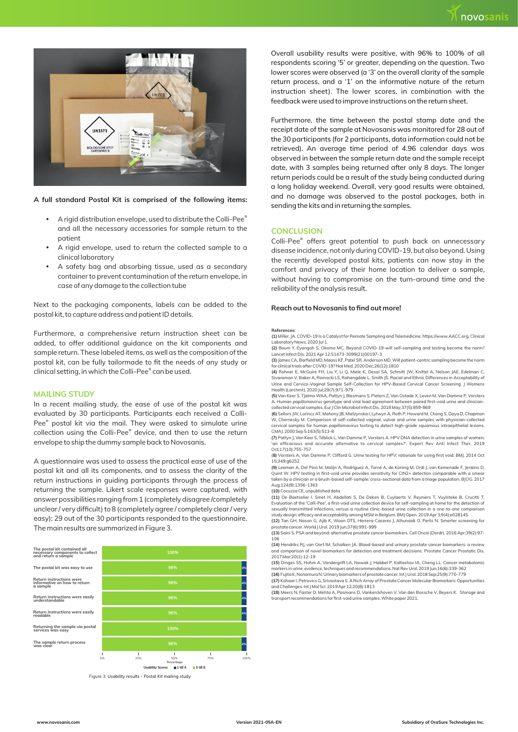**A full standard Postal Kit is comprised of the following items:**

- A rigid distribution envelope, used to distribute the Colli-Pee® and all the necessary accessories for sample return to the patient
- A rigid envelope, used to return the collected sample to a clinical laboratory
- A safety bag and absorbing tissue, used as a secondary container to prevent contamination of the return envelope, in case of any damage to the collection tube

Next to the packaging components, labels can be added to the postal kit, to capture address and patient ID details.

Furthermore, a comprehensive return instruction sheet can be added, to offer additional guidance on the kit components and sample return. These labeled items, as well as the composition of the postal kit, can be fully tailormade to fit the needs of any study or clinical setting, in which the Colli-Pee® can be used.

## MAILING STUDY

In a recent mailing study, the ease of use of the postal kit was evaluated by 30 participants. Participants each received a Colli-Pee® postal kit via the mail. They were asked to simulate urine collection using the Colli-Pee® device, and then to use the return envelope to ship the dummy sample back to Novosanis.

A questionnaire was used to assess the practical ease of use of the postal kit and all its components, and to assess the clarity of the return instructions in guiding participants through the process of returning the sample. Likert scale responses were captured, with answer possibilities ranging from 1 (completely disagree /completely unclear / very difficult) to 8 (completely agree / completely clear / very easy); 29 out of the 30 participants responded to the questionnaire. The main results are summarized in Figure 3.

The postal kit contained all necessary components to collect and return a sample — 100%

The postal kit was easy to use — 96% — 4%

Return instructions were informative on how to return a sample — 96% — 4%

Return instructions were easily understandable — 96% — 4%

Return instructions were easily readable — 96% — 4%

Returning the sample via postal services was easy — 100%

The sample return process was clear — 96% — 4%

0% 25% 50% 75% 100%

Percentage

Usability Scores ■ 1 till 4 ■ 5 till 8

Figure 3: Usability results - Postal Kit mailing study

Overall usability results were positive, with 96% to 100% of all respondents scoring '5' or greater, depending on the question. Two lower scores were observed (a '3' on the overall clarity of the sample return process, and a '1' on the informative nature of the return instruction sheet). The lower scores, in combination with the feedback were used to improve instructions on the return sheet.

Furthermore, the time between the postal stamp date and the receipt date of the sample at Novosanis was monitored for 28 out of the 30 participants (for 2 participants, data information could not be retrieved). An average time period of 4.96 calendar days was observed in between the sample return date and the sample receipt date, with 3 samples being returned after only 8 days. The longer return periods could be a result of the study being conducted during a long holiday weekend. Overall, very good results were obtained, and no damage was observed to the postal packages, both in sending the kits and in returning the samples.

## CONCLUSION

Colli-Pee® offers great potential to push back on unnecessary disease incidence, not only during COVID-19, but also beyond. Using the recently developed postal kits, patients can now stay in the comfort and privacy of their home location to deliver a sample, without having to compromise on the turn-around time and the reliability of the analysis result.

**Reach out to Novosanis to find out more!**

**References:**

**(1)** Miller, JA. COVID-19 Is a Catalyst for Remote Sampling and Telemedicine. https://www.AACC.org, Clinical Laboratory News, 2020 Jul 1.

**(2)** Boum Y, Eyangoh S, Okomo MC. Beyond COVID-19-will self-sampling and testing become the norm? Lancet Infect Dis. 2021 Apr 12:S1473-3099(21)00197-3

**(3)** James CA, Barfield MD, Maass KF, Patel SR, Anderson MD. Will patient-centric sampling become the norm for clinical trials after COVID-19? Nat Med. 2020 Dec;26(12):1810

**(4)** Rohner E, McGuire FH, Liu Y, Li Q, Miele K, Desai SA, Schmitt JW, Knittel A, Nelson JAE, Edelman C, Sivaraman V, Baker A, Romocki LS, Rahangdale L, Smith JS. Racial and Ethnic Differences in Acceptability of Urine and Cervico-Vaginal Sample Self-Collection for HPV-Based Cervical Cancer Screening. J Womens Health (Larchmt). 2020 Jul;29(7):971-979

**(5)** Van Keer S, Tjalma WAA, Pattyn J, Biesmans S, Pieters Z, Van Ostade X, Leven M, Van Damme P, Vorsters A. Human papillomavirus genotype and viral load agreement between paired first-void urine and clinician-collected cervical samples. Eur J Clin Microbiol Infect Dis. 2018 May;37(5):859-869

**(6)** Sellors JW, Lorincz AT, Mahony JB, Mielzynska I, Lytwyn A, Roth P, Howard M, Chong S, Daya D, Chapman W, Chernesky M. Comparison of self-collected vaginal, vulvar and urine samples with physician-collected cervical samples for human papillomavirus testing to detect high-grade squamous intraepithelial lesions. CMAJ. 2000 Sep 5;163(5):513-8

**(7)** Pattyn J, Van Keer S, Téblick L, Van Damme P, Vorsters A. HPV DNA detection in urine samples of women: 'an efficacious and accurate alternative to cervical samples?'. Expert Rev Anti Infect Ther. 2019 Oct;17(10):755-757

**(8)** Vorsters A, Van Damme P, Clifford G. Urine testing for HPV: rationale for using first void. BMJ. 2014 Oct 15;349:g6252

**(9)** Leeman A, Del Pino M, Molijn A, Rodriguez A, Torné A, de Koning M, Ordi J, van Kemenade F, Jenkins D, Quint W. HPV testing in first-void urine provides sensitivity for CIN2+ detection comparable with a smear taken by a clinician or a brush-based self-sample: cross-sectional data from a triage population. BJOG. 2017 Aug;124(9):1356-1363

**(10)** Cocuzza CE, unpublished data

**(11)** De Baetselier I, Smet H, Abdellati S, De Deken B, Cuylaerts V, Reyniers T, Vuylsteke B, Crucitti T. Evaluation of the 'Colli-Pee', a first-void urine collection device for self-sampling at home for the detection of sexually transmitted infections, versus a routine clinic-based urine collection in a one-to-one comparison study design: efficacy and acceptability among MSM in Belgium. BMJ Open. 2019 Apr 3;9(4):e028145

**(12)** Tan GH, Nason G, Ajib K, Woon DTS, Herrera-Caceres J, Alhunaidi O, Perlis N. Smarter screening for prostate cancer. World J Urol. 2019 Jun;37(6):991-999

**(13)** Saini S. PSA and beyond: alternative prostate cancer biomarkers. Cell Oncol (Dordr). 2016 Apr;39(2):97-106

**(14)** Hendriks RJ, van Oort IM, Schalken JA. Blood-based and urinary prostate cancer biomarkers: a review and comparison of novel biomarkers for detection and treatment decisions. Prostate Cancer Prostatic Dis. 2017 Mar;20(1):12-19

**(15)** Dinges SS, Hohm A, Vandergrift LA, Nowak J, Habbel P, Kaltashov IA, Cheng LL. Cancer metabolomic markers in urine: evidence, techniques and recommendations. Nat Rev Urol. 2019 Jun;16(6):339-362

**(16)** Fujita K, Nonomura N. Urinary biomarkers of prostate cancer. Int J Urol. 2018 Sep;25(9):770-779

**(17)** Kohaar I, Petrovics G, Srivastava S. A Rich Array of Prostate Cancer Molecular Biomarkers: Opportunities and Challenges. Int J Mol Sci. 2019 Apr 12;20(8):1813

**(18)** Meers N, Faster D, Mehta A, Pasmans D, Vankerckhoven V, Van den Bossche V, Beyers K. Storage and transport recommendations for first-void urine samples. White paper 2021.